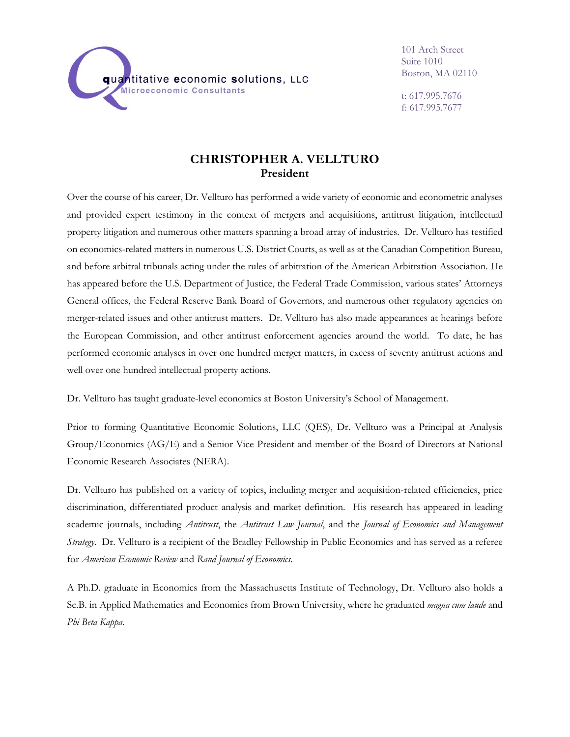quantitative economic solutions, LLC
Microeconomic Consultants

101 Arch Street
Suite 1010
Boston, MA 02110

t: 617.995.7676
f: 617.995.7677

# CHRISTOPHER A. VELLTURO
## President

Over the course of his career, Dr. Vellturo has performed a wide variety of economic and econometric analyses and provided expert testimony in the context of mergers and acquisitions, antitrust litigation, intellectual property litigation and numerous other matters spanning a broad array of industries. Dr. Vellturo has testified on economics-related matters in numerous U.S. District Courts, as well as at the Canadian Competition Bureau, and before arbitral tribunals acting under the rules of arbitration of the American Arbitration Association. He has appeared before the U.S. Department of Justice, the Federal Trade Commission, various states' Attorneys General offices, the Federal Reserve Bank Board of Governors, and numerous other regulatory agencies on merger-related issues and other antitrust matters. Dr. Vellturo has also made appearances at hearings before the European Commission, and other antitrust enforcement agencies around the world. To date, he has performed economic analyses in over one hundred merger matters, in excess of seventy antitrust actions and well over one hundred intellectual property actions.

Dr. Vellturo has taught graduate-level economics at Boston University's School of Management.

Prior to forming Quantitative Economic Solutions, LLC (QES), Dr. Vellturo was a Principal at Analysis Group/Economics (AG/E) and a Senior Vice President and member of the Board of Directors at National Economic Research Associates (NERA).

Dr. Vellturo has published on a variety of topics, including merger and acquisition-related efficiencies, price discrimination, differentiated product analysis and market definition. His research has appeared in leading academic journals, including *Antitrust*, the *Antitrust Law Journal*, and the *Journal of Economics and Management Strategy*. Dr. Vellturo is a recipient of the Bradley Fellowship in Public Economics and has served as a referee for *American Economic Review* and *Rand Journal of Economics*.

A Ph.D. graduate in Economics from the Massachusetts Institute of Technology, Dr. Vellturo also holds a Sc.B. in Applied Mathematics and Economics from Brown University, where he graduated *magna cum laude* and *Phi Beta Kappa*.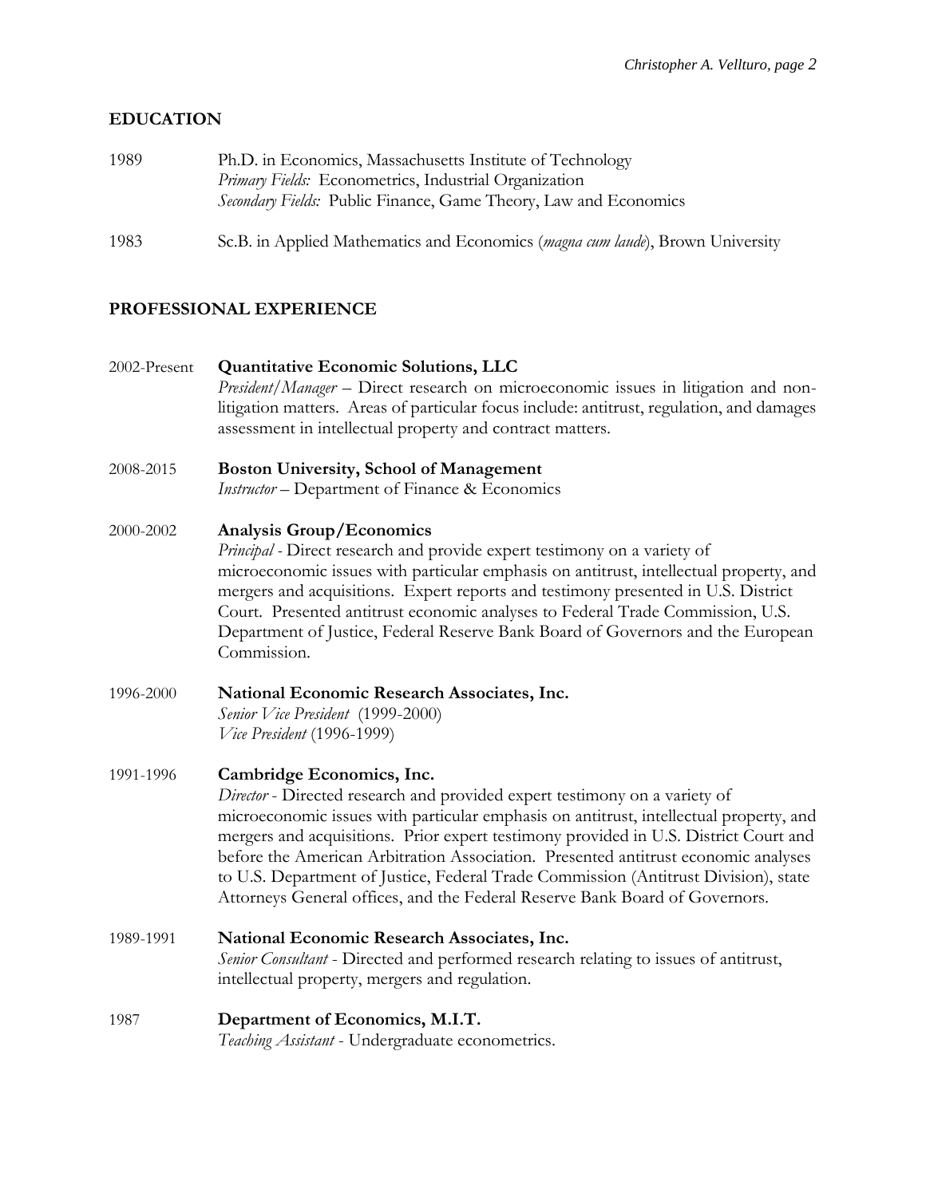## EDUCATION

1989 Ph.D. in Economics, Massachusetts Institute of Technology
*Primary Fields:* Econometrics, Industrial Organization
*Secondary Fields:* Public Finance, Game Theory, Law and Economics

1983 Sc.B. in Applied Mathematics and Economics (*magna cum laude*), Brown University

## PROFESSIONAL EXPERIENCE

2002-Present **Quantitative Economic Solutions, LLC**
*President/Manager* – Direct research on microeconomic issues in litigation and non-litigation matters. Areas of particular focus include: antitrust, regulation, and damages assessment in intellectual property and contract matters.

2008-2015 **Boston University, School of Management**
*Instructor* – Department of Finance & Economics

2000-2002 **Analysis Group/Economics**
*Principal* - Direct research and provide expert testimony on a variety of microeconomic issues with particular emphasis on antitrust, intellectual property, and mergers and acquisitions. Expert reports and testimony presented in U.S. District Court. Presented antitrust economic analyses to Federal Trade Commission, U.S. Department of Justice, Federal Reserve Bank Board of Governors and the European Commission.

1996-2000 **National Economic Research Associates, Inc.**
*Senior Vice President* (1999-2000)
*Vice President* (1996-1999)

1991-1996 **Cambridge Economics, Inc.**
*Director* - Directed research and provided expert testimony on a variety of microeconomic issues with particular emphasis on antitrust, intellectual property, and mergers and acquisitions. Prior expert testimony provided in U.S. District Court and before the American Arbitration Association. Presented antitrust economic analyses to U.S. Department of Justice, Federal Trade Commission (Antitrust Division), state Attorneys General offices, and the Federal Reserve Bank Board of Governors.

1989-1991 **National Economic Research Associates, Inc.**
*Senior Consultant* - Directed and performed research relating to issues of antitrust, intellectual property, mergers and regulation.

1987 **Department of Economics, M.I.T.**
*Teaching Assistant* - Undergraduate econometrics.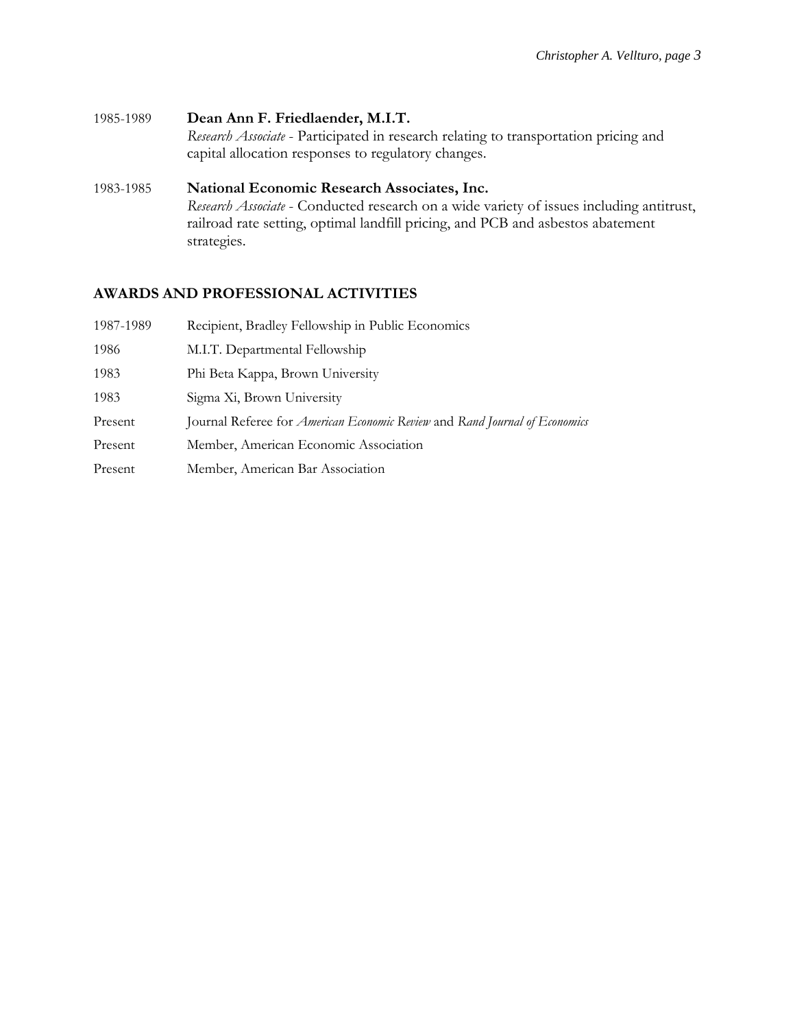1985-1989 **Dean Ann F. Friedlaender, M.I.T.**
*Research Associate* - Participated in research relating to transportation pricing and capital allocation responses to regulatory changes.

1983-1985 **National Economic Research Associates, Inc.**
*Research Associate* - Conducted research on a wide variety of issues including antitrust, railroad rate setting, optimal landfill pricing, and PCB and asbestos abatement strategies.

## AWARDS AND PROFESSIONAL ACTIVITIES

| | |
|---|---|
| 1987-1989 | Recipient, Bradley Fellowship in Public Economics |
| 1986 | M.I.T. Departmental Fellowship |
| 1983 | Phi Beta Kappa, Brown University |
| 1983 | Sigma Xi, Brown University |
| Present | Journal Referee for *American Economic Review* and *Rand Journal of Economics* |
| Present | Member, American Economic Association |
| Present | Member, American Bar Association |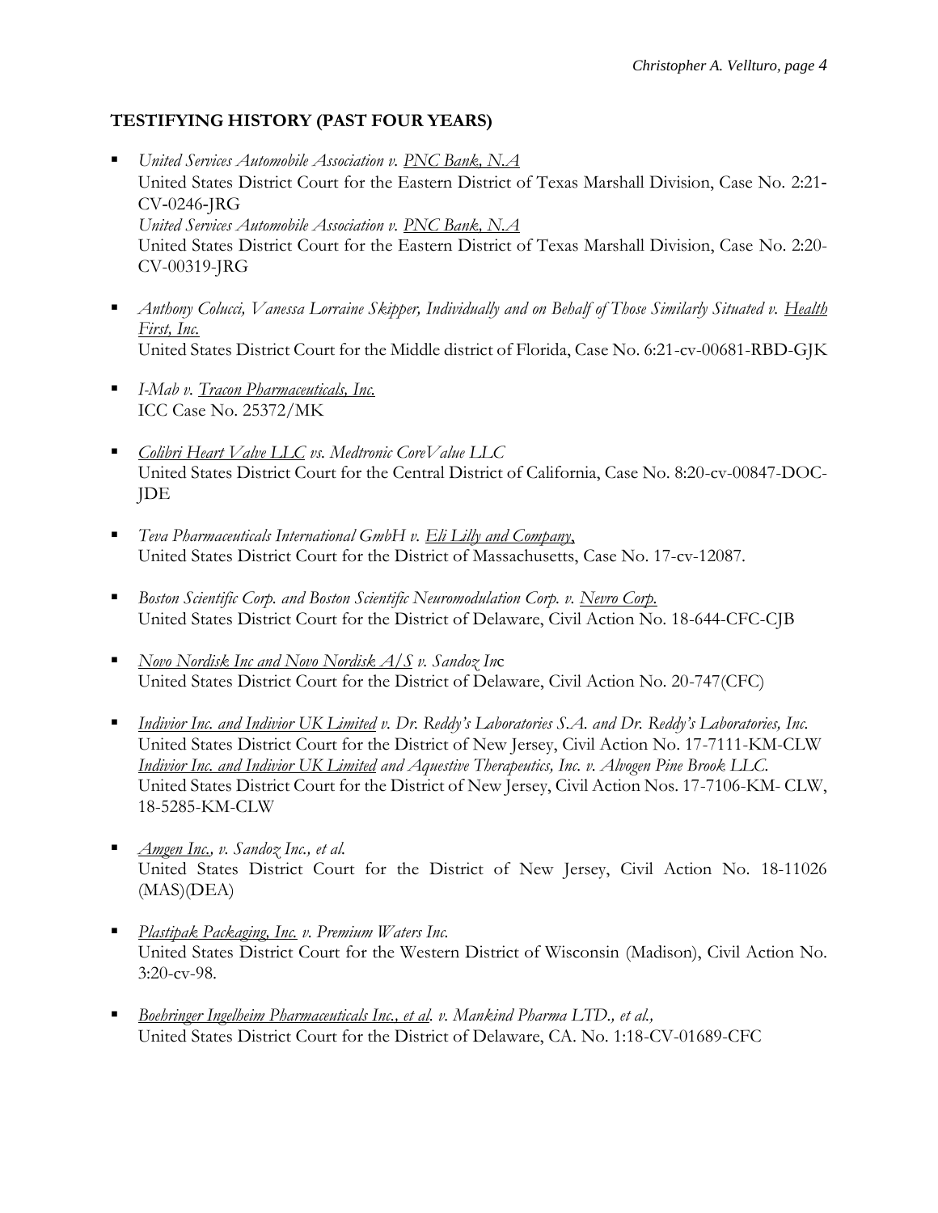## TESTIFYING HISTORY (PAST FOUR YEARS)

- *United Services Automobile Association v. PNC Bank, N.A*
  United States District Court for the Eastern District of Texas Marshall Division, Case No. 2:21-CV-0246-JRG
  *United Services Automobile Association v. PNC Bank, N.A*
  United States District Court for the Eastern District of Texas Marshall Division, Case No. 2:20-CV-00319-JRG

- *Anthony Colucci, Vanessa Lorraine Skipper, Individually and on Behalf of Those Similarly Situated v. Health First, Inc.*
  United States District Court for the Middle district of Florida, Case No. 6:21-cv-00681-RBD-GJK

- *I-Mab v. Tracon Pharmaceuticals, Inc.*
  ICC Case No. 25372/MK

- *Colibri Heart Valve LLC vs. Medtronic CoreValue LLC*
  United States District Court for the Central District of California, Case No. 8:20-cv-00847-DOC-JDE

- *Teva Pharmaceuticals International GmbH v. Eli Lilly and Company*,
  United States District Court for the District of Massachusetts, Case No. 17-cv-12087.

- *Boston Scientific Corp. and Boston Scientific Neuromodulation Corp. v. Nevro Corp.*
  United States District Court for the District of Delaware, Civil Action No. 18-644-CFC-CJB

- *Novo Nordisk Inc and Novo Nordisk A/S v. Sandoz In*c
  United States District Court for the District of Delaware, Civil Action No. 20-747(CFC)

- *Indivior Inc. and Indivior UK Limited v. Dr. Reddy's Laboratories S.A. and Dr. Reddy's Laboratories, Inc.*
  United States District Court for the District of New Jersey, Civil Action No. 17-7111-KM-CLW
  *Indivior Inc. and Indivior UK Limited and Aquestive Therapeutics, Inc. v. Alvogen Pine Brook LLC.*
  United States District Court for the District of New Jersey, Civil Action Nos. 17-7106-KM- CLW, 18-5285-KM-CLW

- *Amgen Inc., v. Sandoz Inc., et al.*
  United States District Court for the District of New Jersey, Civil Action No. 18-11026 (MAS)(DEA)

- *Plastipak Packaging, Inc. v. Premium Waters Inc.*
  United States District Court for the Western District of Wisconsin (Madison), Civil Action No. 3:20-cv-98.

- *Boehringer Ingelheim Pharmaceuticals Inc., et al. v. Mankind Pharma LTD., et al.,*
  United States District Court for the District of Delaware, CA. No. 1:18-CV-01689-CFC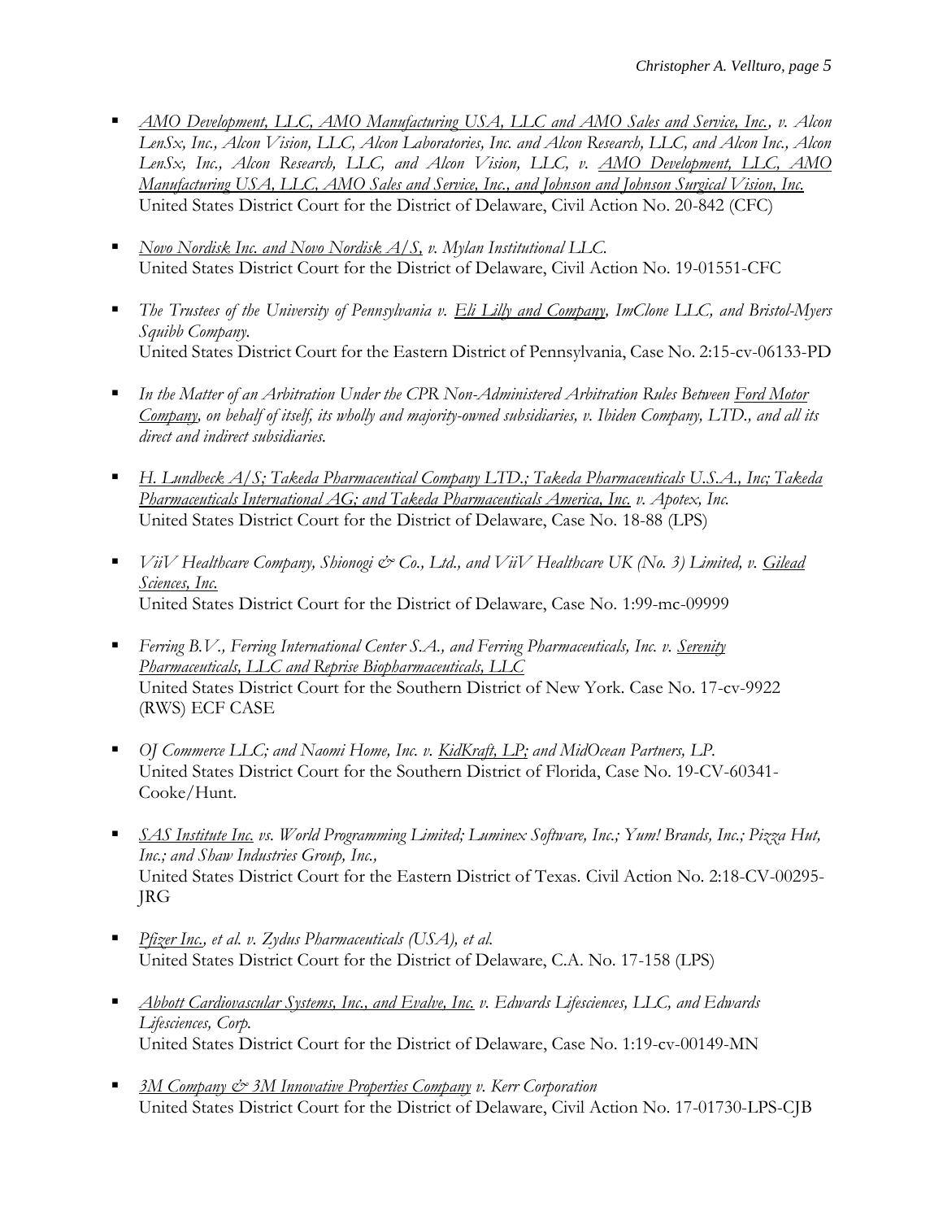- *AMO Development, LLC, AMO Manufacturing USA, LLC and AMO Sales and Service, Inc., v. Alcon LenSx, Inc., Alcon Vision, LLC, Alcon Laboratories, Inc. and Alcon Research, LLC, and Alcon Inc., Alcon LenSx, Inc., Alcon Research, LLC, and Alcon Vision, LLC, v. AMO Development, LLC, AMO Manufacturing USA, LLC, AMO Sales and Service, Inc., and Johnson and Johnson Surgical Vision, Inc.*
  United States District Court for the District of Delaware, Civil Action No. 20-842 (CFC)

- *Novo Nordisk Inc. and Novo Nordisk A/S, v. Mylan Institutional LLC.*
  United States District Court for the District of Delaware, Civil Action No. 19-01551-CFC

- *The Trustees of the University of Pennsylvania v. Eli Lilly and Company, ImClone LLC, and Bristol-Myers Squibb Company.*
  United States District Court for the Eastern District of Pennsylvania, Case No. 2:15-cv-06133-PD

- *In the Matter of an Arbitration Under the CPR Non-Administered Arbitration Rules Between Ford Motor Company, on behalf of itself, its wholly and majority-owned subsidiaries, v. Ibiden Company, LTD., and all its direct and indirect subsidiaries.*

- *H. Lundbeck A/S; Takeda Pharmaceutical Company LTD.; Takeda Pharmaceuticals U.S.A., Inc; Takeda Pharmaceuticals International AG; and Takeda Pharmaceuticals America, Inc. v. Apotex, Inc.*
  United States District Court for the District of Delaware, Case No. 18-88 (LPS)

- *ViiV Healthcare Company, Shionogi & Co., Ltd., and ViiV Healthcare UK (No. 3) Limited, v. Gilead Sciences, Inc.*
  United States District Court for the District of Delaware, Case No. 1:99-mc-09999

- *Ferring B.V., Ferring International Center S.A., and Ferring Pharmaceuticals, Inc. v. Serenity Pharmaceuticals, LLC and Reprise Biopharmaceuticals, LLC*
  United States District Court for the Southern District of New York. Case No. 17-cv-9922 (RWS) ECF CASE

- *OJ Commerce LLC; and Naomi Home, Inc. v. KidKraft, LP; and MidOcean Partners, LP.*
  United States District Court for the Southern District of Florida, Case No. 19-CV-60341-Cooke/Hunt.

- *SAS Institute Inc. vs. World Programming Limited; Luminex Software, Inc.; Yum! Brands, Inc.; Pizza Hut, Inc.; and Shaw Industries Group, Inc.,*
  United States District Court for the Eastern District of Texas. Civil Action No. 2:18-CV-00295-JRG

- *Pfizer Inc., et al. v. Zydus Pharmaceuticals (USA), et al.*
  United States District Court for the District of Delaware, C.A. No. 17-158 (LPS)

- *Abbott Cardiovascular Systems, Inc., and Evalve, Inc. v. Edwards Lifesciences, LLC, and Edwards Lifesciences, Corp.*
  United States District Court for the District of Delaware, Case No. 1:19-cv-00149-MN

- *3M Company & 3M Innovative Properties Company v. Kerr Corporation*
  United States District Court for the District of Delaware, Civil Action No. 17-01730-LPS-CJB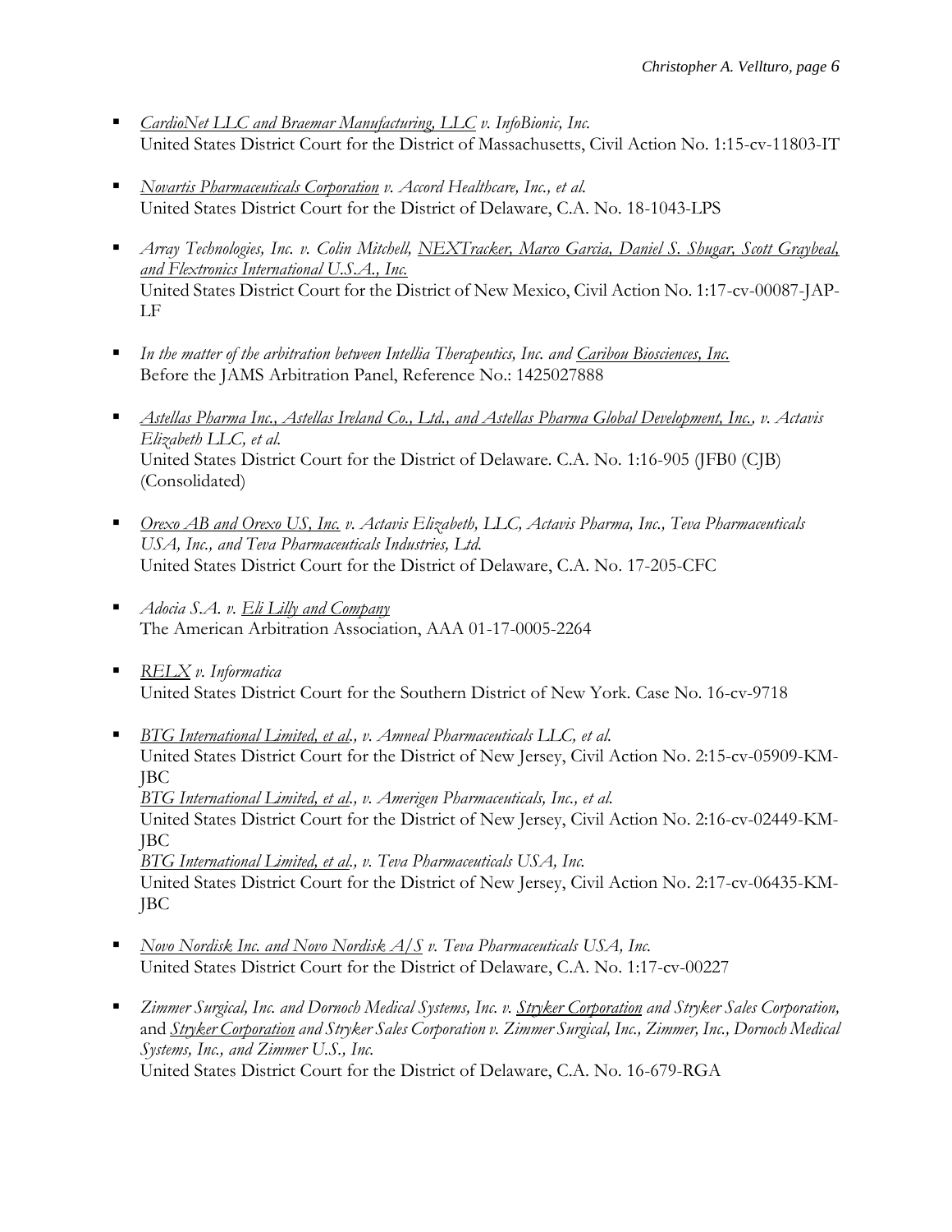- *CardioNet LLC and Braemar Manufacturing, LLC v. InfoBionic, Inc.*
  United States District Court for the District of Massachusetts, Civil Action No. 1:15-cv-11803-IT

- *Novartis Pharmaceuticals Corporation v. Accord Healthcare, Inc., et al.*
  United States District Court for the District of Delaware, C.A. No. 18-1043-LPS

- *Array Technologies, Inc. v. Colin Mitchell, NEXTracker, Marco Garcia, Daniel S. Shugar, Scott Graybeal, and Flextronics International U.S.A., Inc.*
  United States District Court for the District of New Mexico, Civil Action No. 1:17-cv-00087-JAP-LF

- *In the matter of the arbitration between Intellia Therapeutics, Inc. and Caribou Biosciences, Inc.*
  Before the JAMS Arbitration Panel, Reference No.: 1425027888

- *Astellas Pharma Inc., Astellas Ireland Co., Ltd., and Astellas Pharma Global Development, Inc., v. Actavis Elizabeth LLC, et al.*
  United States District Court for the District of Delaware. C.A. No. 1:16-905 (JFB0 (CJB) (Consolidated)

- *Orexo AB and Orexo US, Inc. v. Actavis Elizabeth, LLC, Actavis Pharma, Inc., Teva Pharmaceuticals USA, Inc., and Teva Pharmaceuticals Industries, Ltd.*
  United States District Court for the District of Delaware, C.A. No. 17-205-CFC

- *Adocia S.A. v. Eli Lilly and Company*
  The American Arbitration Association, AAA 01-17-0005-2264

- *RELX v. Informatica*
  United States District Court for the Southern District of New York. Case No. 16-cv-9718

- *BTG International Limited, et al., v. Amneal Pharmaceuticals LLC, et al.*
  United States District Court for the District of New Jersey, Civil Action No. 2:15-cv-05909-KM-JBC
  *BTG International Limited, et al., v. Amerigen Pharmaceuticals, Inc., et al.*
  United States District Court for the District of New Jersey, Civil Action No. 2:16-cv-02449-KM-JBC
  *BTG International Limited, et al., v. Teva Pharmaceuticals USA, Inc.*
  United States District Court for the District of New Jersey, Civil Action No. 2:17-cv-06435-KM-JBC

- *Novo Nordisk Inc. and Novo Nordisk A/S v. Teva Pharmaceuticals USA, Inc.*
  United States District Court for the District of Delaware, C.A. No. 1:17-cv-00227

- *Zimmer Surgical, Inc. and Dornoch Medical Systems, Inc. v. Stryker Corporation and Stryker Sales Corporation,* and *Stryker Corporation and Stryker Sales Corporation v. Zimmer Surgical, Inc., Zimmer, Inc., Dornoch Medical Systems, Inc., and Zimmer U.S., Inc.*
  United States District Court for the District of Delaware, C.A. No. 16-679-RGA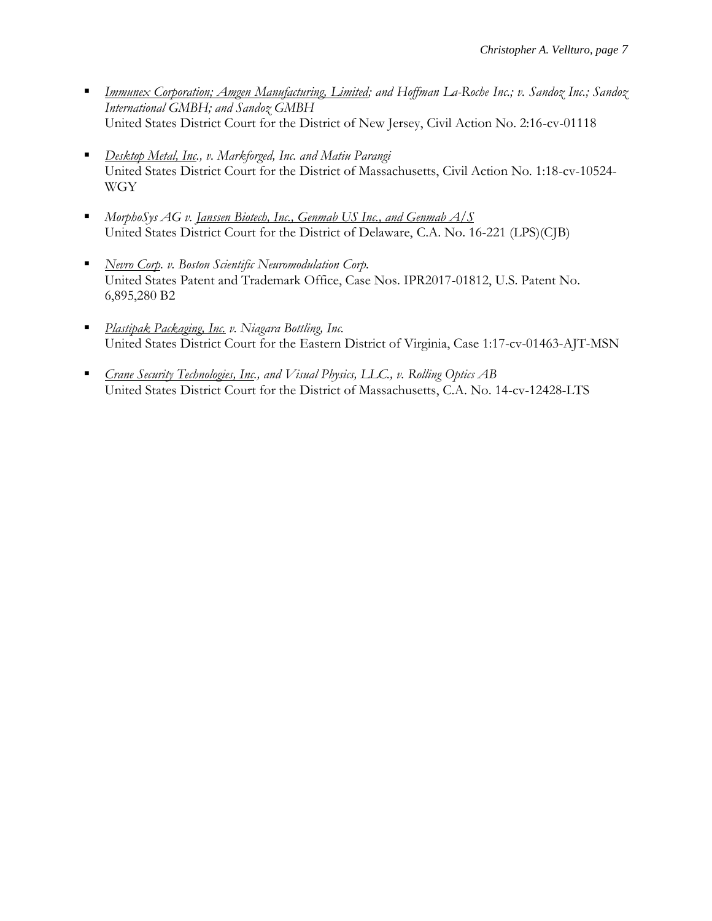- *Immunex Corporation; Amgen Manufacturing, Limited; and Hoffman La-Roche Inc.; v. Sandoz Inc.; Sandoz International GMBH; and Sandoz GMBH*
  United States District Court for the District of New Jersey, Civil Action No. 2:16-cv-01118

- *Desktop Metal, Inc., v. Markforged, Inc. and Matiu Parangi*
  United States District Court for the District of Massachusetts, Civil Action No. 1:18-cv-10524-WGY

- *MorphoSys AG v. Janssen Biotech, Inc., Genmab US Inc., and Genmab A/S*
  United States District Court for the District of Delaware, C.A. No. 16-221 (LPS)(CJB)

- *Nevro Corp. v. Boston Scientific Neuromodulation Corp.*
  United States Patent and Trademark Office, Case Nos. IPR2017-01812, U.S. Patent No. 6,895,280 B2

- *Plastipak Packaging, Inc. v. Niagara Bottling, Inc.*
  United States District Court for the Eastern District of Virginia, Case 1:17-cv-01463-AJT-MSN

- *Crane Security Technologies, Inc., and Visual Physics, LLC., v. Rolling Optics AB*
  United States District Court for the District of Massachusetts, C.A. No. 14-cv-12428-LTS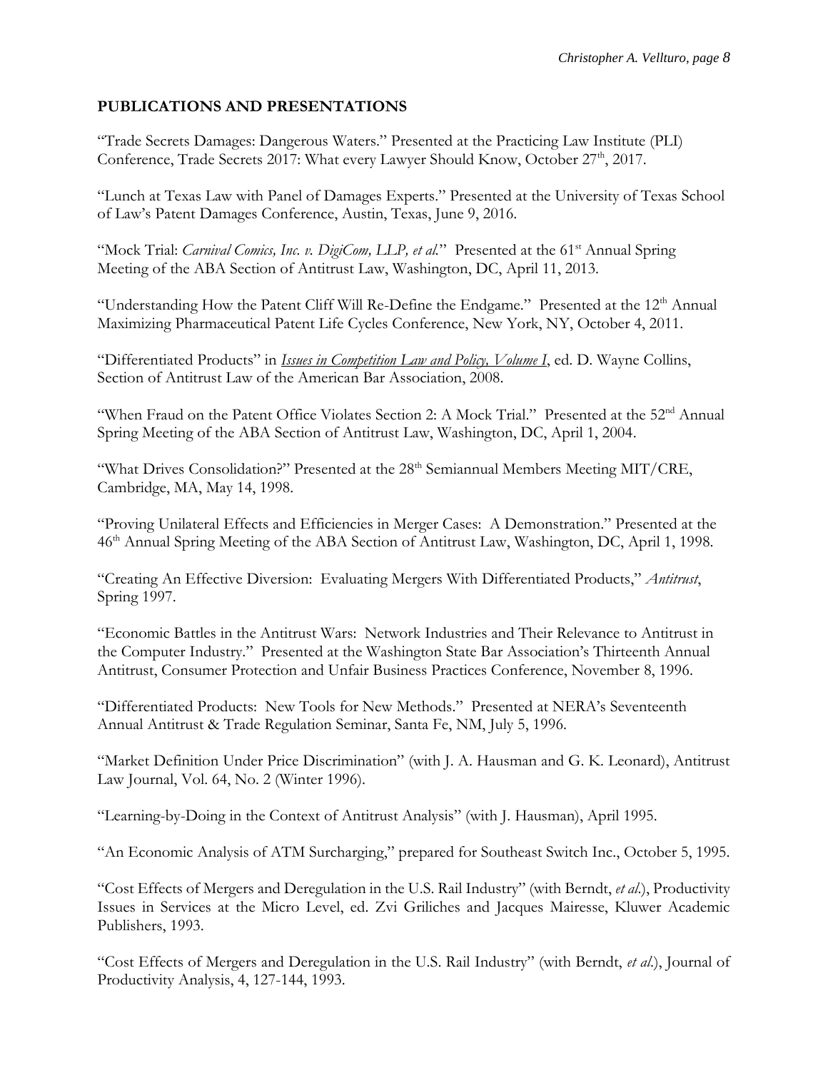## PUBLICATIONS AND PRESENTATIONS

"Trade Secrets Damages: Dangerous Waters." Presented at the Practicing Law Institute (PLI) Conference, Trade Secrets 2017: What every Lawyer Should Know, October 27th, 2017.

"Lunch at Texas Law with Panel of Damages Experts." Presented at the University of Texas School of Law's Patent Damages Conference, Austin, Texas, June 9, 2016.

"Mock Trial: *Carnival Comics, Inc. v. DigiCom, LLP, et al.*" Presented at the 61st Annual Spring Meeting of the ABA Section of Antitrust Law, Washington, DC, April 11, 2013.

"Understanding How the Patent Cliff Will Re-Define the Endgame." Presented at the 12th Annual Maximizing Pharmaceutical Patent Life Cycles Conference, New York, NY, October 4, 2011.

"Differentiated Products" in *Issues in Competition Law and Policy, Volume I*, ed. D. Wayne Collins, Section of Antitrust Law of the American Bar Association, 2008.

"When Fraud on the Patent Office Violates Section 2: A Mock Trial." Presented at the 52nd Annual Spring Meeting of the ABA Section of Antitrust Law, Washington, DC, April 1, 2004.

"What Drives Consolidation?" Presented at the 28th Semiannual Members Meeting MIT/CRE, Cambridge, MA, May 14, 1998.

"Proving Unilateral Effects and Efficiencies in Merger Cases: A Demonstration." Presented at the 46th Annual Spring Meeting of the ABA Section of Antitrust Law, Washington, DC, April 1, 1998.

"Creating An Effective Diversion: Evaluating Mergers With Differentiated Products," *Antitrust*, Spring 1997.

"Economic Battles in the Antitrust Wars: Network Industries and Their Relevance to Antitrust in the Computer Industry." Presented at the Washington State Bar Association's Thirteenth Annual Antitrust, Consumer Protection and Unfair Business Practices Conference, November 8, 1996.

"Differentiated Products: New Tools for New Methods." Presented at NERA's Seventeenth Annual Antitrust & Trade Regulation Seminar, Santa Fe, NM, July 5, 1996.

"Market Definition Under Price Discrimination" (with J. A. Hausman and G. K. Leonard), Antitrust Law Journal, Vol. 64, No. 2 (Winter 1996).

"Learning-by-Doing in the Context of Antitrust Analysis" (with J. Hausman), April 1995.

"An Economic Analysis of ATM Surcharging," prepared for Southeast Switch Inc., October 5, 1995.

"Cost Effects of Mergers and Deregulation in the U.S. Rail Industry" (with Berndt, *et al.*), Productivity Issues in Services at the Micro Level, ed. Zvi Griliches and Jacques Mairesse, Kluwer Academic Publishers, 1993.

"Cost Effects of Mergers and Deregulation in the U.S. Rail Industry" (with Berndt, *et al.*), Journal of Productivity Analysis, 4, 127-144, 1993.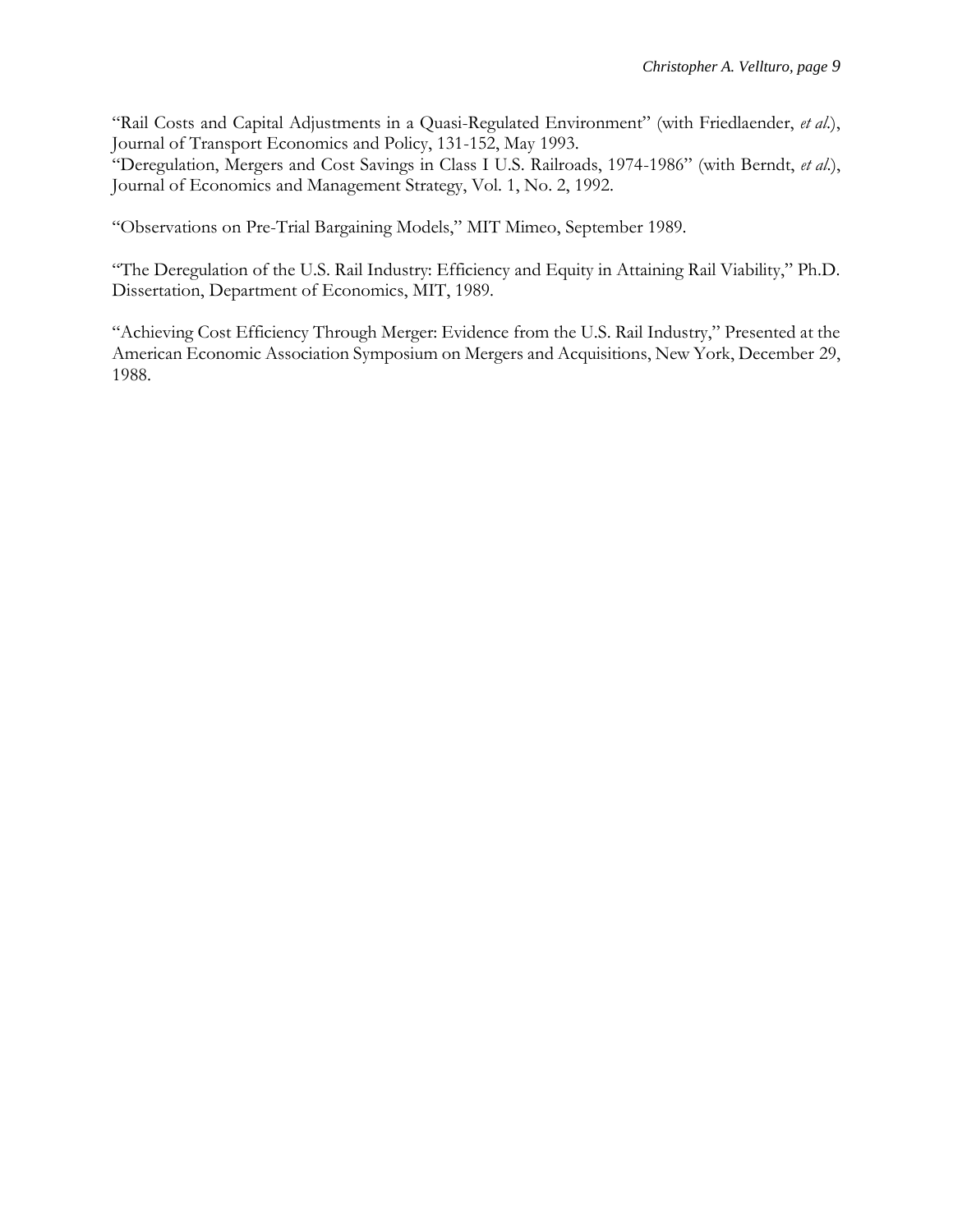"Rail Costs and Capital Adjustments in a Quasi-Regulated Environment" (with Friedlaender, *et al.*), Journal of Transport Economics and Policy, 131-152, May 1993.
"Deregulation, Mergers and Cost Savings in Class I U.S. Railroads, 1974-1986" (with Berndt, *et al.*), Journal of Economics and Management Strategy, Vol. 1, No. 2, 1992.

"Observations on Pre-Trial Bargaining Models," MIT Mimeo, September 1989.

"The Deregulation of the U.S. Rail Industry: Efficiency and Equity in Attaining Rail Viability," Ph.D. Dissertation, Department of Economics, MIT, 1989.

"Achieving Cost Efficiency Through Merger: Evidence from the U.S. Rail Industry," Presented at the American Economic Association Symposium on Mergers and Acquisitions, New York, December 29, 1988.